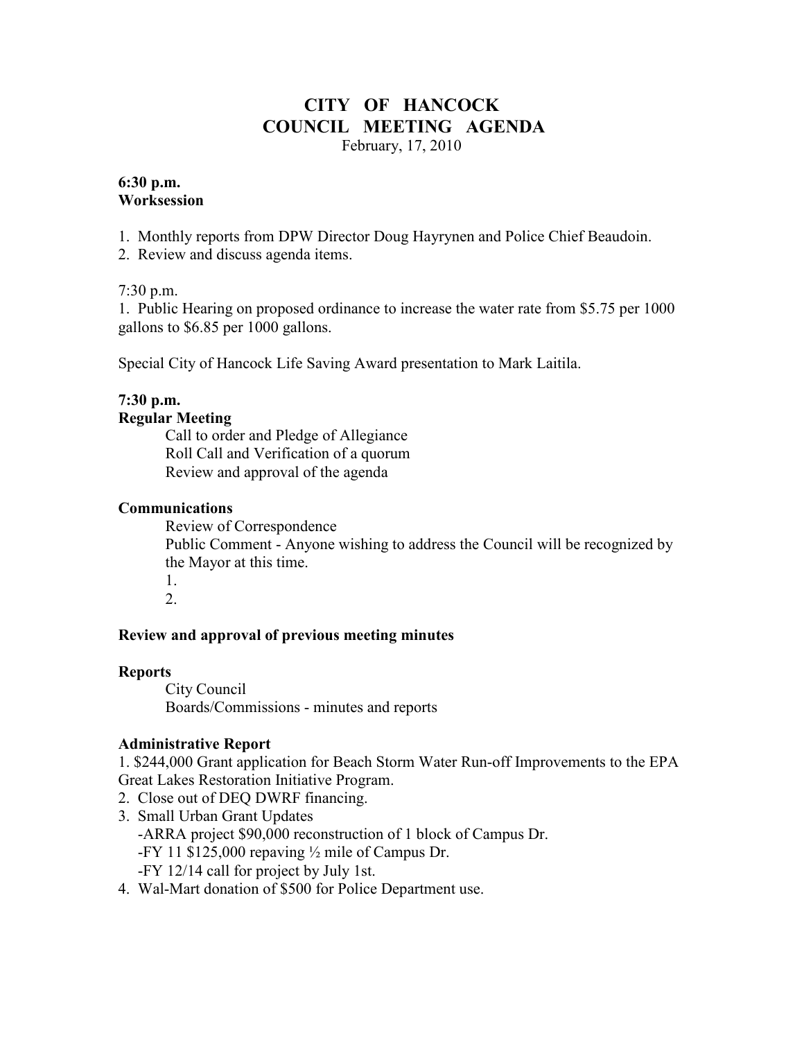# CITY OF HANCOCK
# COUNCIL MEETING AGENDA

February, 17, 2010

**6:30 p.m.**
**Worksession**

1. Monthly reports from DPW Director Doug Hayrynen and Police Chief Beaudoin.
2. Review and discuss agenda items.

7:30 p.m.

1. Public Hearing on proposed ordinance to increase the water rate from $5.75 per 1000 gallons to $6.85 per 1000 gallons.

Special City of Hancock Life Saving Award presentation to Mark Laitila.

**7:30 p.m.**
**Regular Meeting**

Call to order and Pledge of Allegiance
Roll Call and Verification of a quorum
Review and approval of the agenda

**Communications**

Review of Correspondence
Public Comment - Anyone wishing to address the Council will be recognized by the Mayor at this time.
1.
2.

**Review and approval of previous meeting minutes**

**Reports**

City Council
Boards/Commissions - minutes and reports

**Administrative Report**

1. $244,000 Grant application for Beach Storm Water Run-off Improvements to the EPA Great Lakes Restoration Initiative Program.
2. Close out of DEQ DWRF financing.
3. Small Urban Grant Updates
   - -ARRA project $90,000 reconstruction of 1 block of Campus Dr.
   - -FY 11 $125,000 repaving ½ mile of Campus Dr.
   - -FY 12/14 call for project by July 1st.
4. Wal-Mart donation of $500 for Police Department use.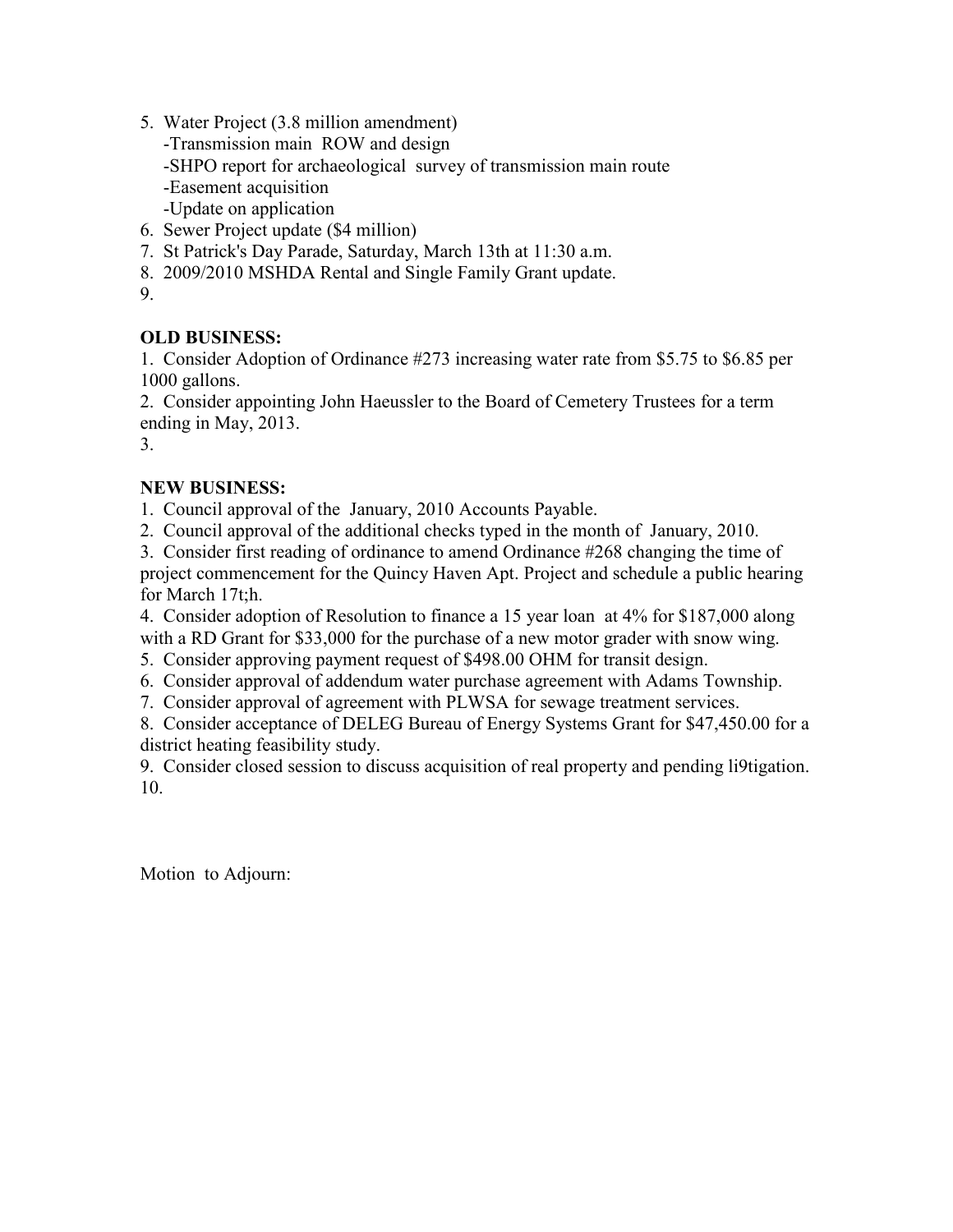5. Water Project (3.8 million amendment)
   -Transmission main ROW and design
   -SHPO report for archaeological survey of transmission main route
   -Easement acquisition
   -Update on application
6. Sewer Project update ($4 million)
7. St Patrick's Day Parade, Saturday, March 13th at 11:30 a.m.
8. 2009/2010 MSHDA Rental and Single Family Grant update.
9.

**OLD BUSINESS:**

1. Consider Adoption of Ordinance #273 increasing water rate from $5.75 to $6.85 per 1000 gallons.
2. Consider appointing John Haeussler to the Board of Cemetery Trustees for a term ending in May, 2013.
3.

**NEW BUSINESS:**

1. Council approval of the January, 2010 Accounts Payable.
2. Council approval of the additional checks typed in the month of January, 2010.
3. Consider first reading of ordinance to amend Ordinance #268 changing the time of project commencement for the Quincy Haven Apt. Project and schedule a public hearing for March 17t;h.
4. Consider adoption of Resolution to finance a 15 year loan at 4% for $187,000 along with a RD Grant for $33,000 for the purchase of a new motor grader with snow wing.
5. Consider approving payment request of $498.00 OHM for transit design.
6. Consider approval of addendum water purchase agreement with Adams Township.
7. Consider approval of agreement with PLWSA for sewage treatment services.
8. Consider acceptance of DELEG Bureau of Energy Systems Grant for $47,450.00 for a district heating feasibility study.
9. Consider closed session to discuss acquisition of real property and pending li9tigation.
10.

Motion to Adjourn: